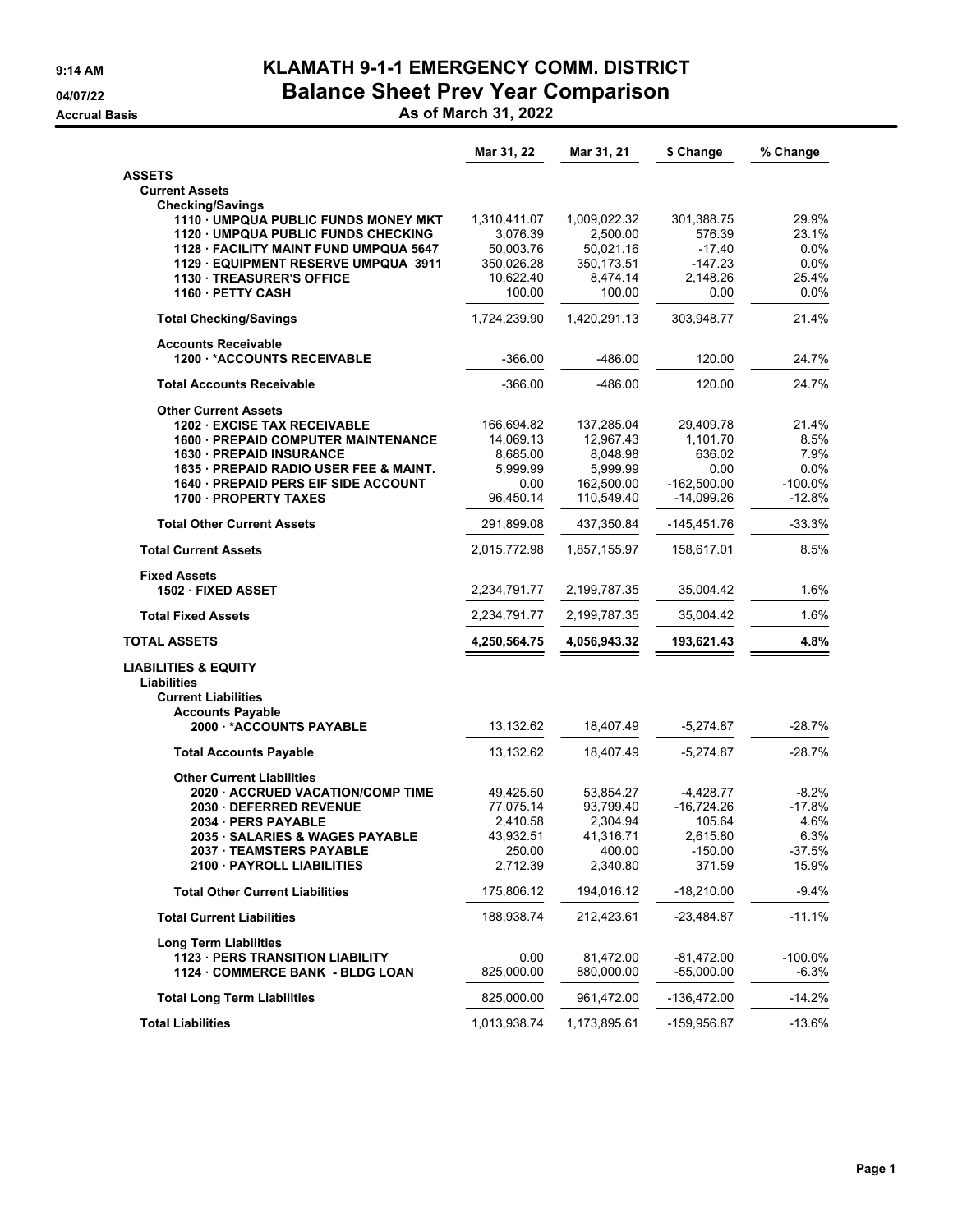9:14 AM

04/07/22

Accrual Basis

# KLAMATH 9-1-1 EMERGENCY COMM. DISTRICT
## Balance Sheet Prev Year Comparison
### As of March 31, 2022

| | Mar 31, 22 | Mar 31, 21 | $ Change | % Change |
|---|---|---|---|---|
| **ASSETS** | | | | |
| **Current Assets** | | | | |
| **Checking/Savings** | | | | |
| **1110 · UMPQUA PUBLIC FUNDS MONEY MKT** | 1,310,411.07 | 1,009,022.32 | 301,388.75 | 29.9% |
| **1120 · UMPQUA PUBLIC FUNDS CHECKING** | 3,076.39 | 2,500.00 | 576.39 | 23.1% |
| **1128 · FACILITY MAINT FUND UMPQUA 5647** | 50,003.76 | 50,021.16 | -17.40 | 0.0% |
| **1129 · EQUIPMENT RESERVE UMPQUA 3911** | 350,026.28 | 350,173.51 | -147.23 | 0.0% |
| **1130 · TREASURER'S OFFICE** | 10,622.40 | 8,474.14 | 2,148.26 | 25.4% |
| **1160 · PETTY CASH** | 100.00 | 100.00 | 0.00 | 0.0% |
| **Total Checking/Savings** | 1,724,239.90 | 1,420,291.13 | 303,948.77 | 21.4% |
| **Accounts Receivable** | | | | |
| **1200 · *ACCOUNTS RECEIVABLE** | -366.00 | -486.00 | 120.00 | 24.7% |
| **Total Accounts Receivable** | -366.00 | -486.00 | 120.00 | 24.7% |
| **Other Current Assets** | | | | |
| **1202 · EXCISE TAX RECEIVABLE** | 166,694.82 | 137,285.04 | 29,409.78 | 21.4% |
| **1600 · PREPAID COMPUTER MAINTENANCE** | 14,069.13 | 12,967.43 | 1,101.70 | 8.5% |
| **1630 · PREPAID INSURANCE** | 8,685.00 | 8,048.98 | 636.02 | 7.9% |
| **1635 · PREPAID RADIO USER FEE & MAINT.** | 5,999.99 | 5,999.99 | 0.00 | 0.0% |
| **1640 · PREPAID PERS EIF SIDE ACCOUNT** | 0.00 | 162,500.00 | -162,500.00 | -100.0% |
| **1700 · PROPERTY TAXES** | 96,450.14 | 110,549.40 | -14,099.26 | -12.8% |
| **Total Other Current Assets** | 291,899.08 | 437,350.84 | -145,451.76 | -33.3% |
| **Total Current Assets** | 2,015,772.98 | 1,857,155.97 | 158,617.01 | 8.5% |
| **Fixed Assets** | | | | |
| **1502 · FIXED ASSET** | 2,234,791.77 | 2,199,787.35 | 35,004.42 | 1.6% |
| **Total Fixed Assets** | 2,234,791.77 | 2,199,787.35 | 35,004.42 | 1.6% |
| **TOTAL ASSETS** | **4,250,564.75** | **4,056,943.32** | **193,621.43** | **4.8%** |
| **LIABILITIES & EQUITY** | | | | |
| **Liabilities** | | | | |
| **Current Liabilities** | | | | |
| **Accounts Payable** | | | | |
| **2000 · *ACCOUNTS PAYABLE** | 13,132.62 | 18,407.49 | -5,274.87 | -28.7% |
| **Total Accounts Payable** | 13,132.62 | 18,407.49 | -5,274.87 | -28.7% |
| **Other Current Liabilities** | | | | |
| **2020 · ACCRUED VACATION/COMP TIME** | 49,425.50 | 53,854.27 | -4,428.77 | -8.2% |
| **2030 · DEFERRED REVENUE** | 77,075.14 | 93,799.40 | -16,724.26 | -17.8% |
| **2034 · PERS PAYABLE** | 2,410.58 | 2,304.94 | 105.64 | 4.6% |
| **2035 · SALARIES & WAGES PAYABLE** | 43,932.51 | 41,316.71 | 2,615.80 | 6.3% |
| **2037 · TEAMSTERS PAYABLE** | 250.00 | 400.00 | -150.00 | -37.5% |
| **2100 · PAYROLL LIABILITIES** | 2,712.39 | 2,340.80 | 371.59 | 15.9% |
| **Total Other Current Liabilities** | 175,806.12 | 194,016.12 | -18,210.00 | -9.4% |
| **Total Current Liabilities** | 188,938.74 | 212,423.61 | -23,484.87 | -11.1% |
| **Long Term Liabilities** | | | | |
| **1123 · PERS TRANSITION LIABILITY** | 0.00 | 81,472.00 | -81,472.00 | -100.0% |
| **1124 · COMMERCE BANK - BLDG LOAN** | 825,000.00 | 880,000.00 | -55,000.00 | -6.3% |
| **Total Long Term Liabilities** | 825,000.00 | 961,472.00 | -136,472.00 | -14.2% |
| **Total Liabilities** | 1,013,938.74 | 1,173,895.61 | -159,956.87 | -13.6% |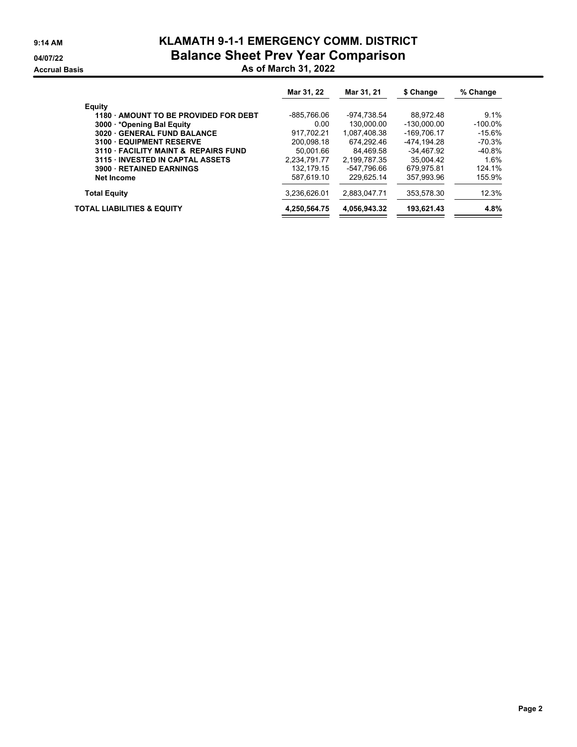# KLAMATH 9-1-1 EMERGENCY COMM. DISTRICT

## Balance Sheet Prev Year Comparison

**As of March 31, 2022**

9:14 AM
04/07/22
Accrual Basis

| | Mar 31, 22 | Mar 31, 21 | $ Change | % Change |
|---|---|---|---|---|
| **Equity** | | | | |
| **1180 · AMOUNT TO BE PROVIDED FOR DEBT** | -885,766.06 | -974,738.54 | 88,972.48 | 9.1% |
| **3000 · *Opening Bal Equity** | 0.00 | 130,000.00 | -130,000.00 | -100.0% |
| **3020 · GENERAL FUND BALANCE** | 917,702.21 | 1,087,408.38 | -169,706.17 | -15.6% |
| **3100 · EQUIPMENT RESERVE** | 200,098.18 | 674,292.46 | -474,194.28 | -70.3% |
| **3110 · FACILITY MAINT & REPAIRS FUND** | 50,001.66 | 84,469.58 | -34,467.92 | -40.8% |
| **3115 · INVESTED IN CAPTAL ASSETS** | 2,234,791.77 | 2,199,787.35 | 35,004.42 | 1.6% |
| **3900 · RETAINED EARNINGS** | 132,179.15 | -547,796.66 | 679,975.81 | 124.1% |
| **Net Income** | 587,619.10 | 229,625.14 | 357,993.96 | 155.9% |
| **Total Equity** | 3,236,626.01 | 2,883,047.71 | 353,578.30 | 12.3% |
| **TOTAL LIABILITIES & EQUITY** | **4,250,564.75** | **4,056,943.32** | **193,621.43** | **4.8%** |